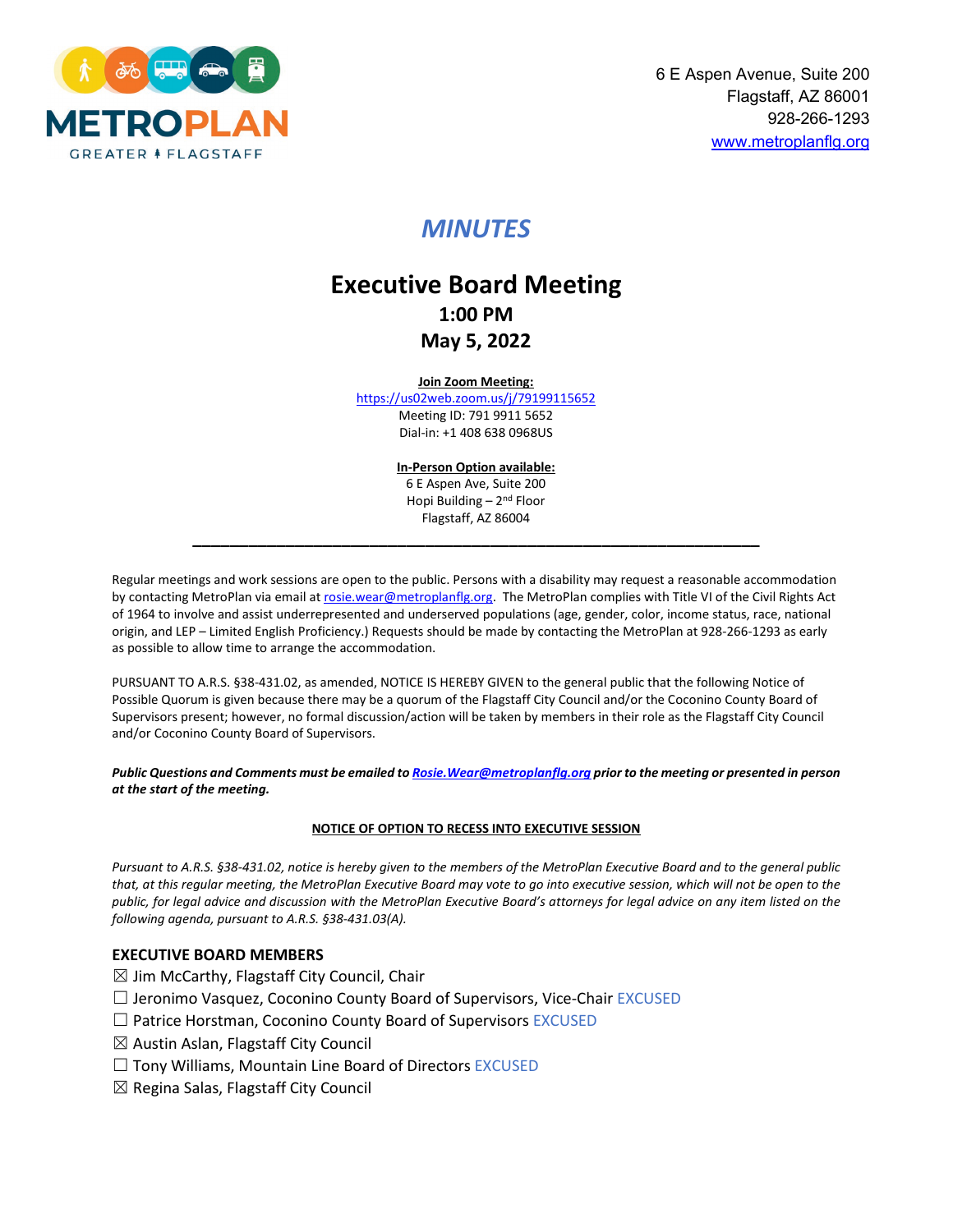METROPLAN
GREATER FLAGSTAFF

6 E Aspen Avenue, Suite 200
Flagstaff, AZ 86001
928-266-1293
www.metroplanflg.org

# *MINUTES*

## Executive Board Meeting
**1:00 PM**
**May 5, 2022**

**Join Zoom Meeting:**
https://us02web.zoom.us/j/79199115652
Meeting ID: 791 9911 5652
Dial-in: +1 408 638 0968US

**In-Person Option available:**
6 E Aspen Ave, Suite 200
Hopi Building – 2nd Floor
Flagstaff, AZ 86004

---

Regular meetings and work sessions are open to the public. Persons with a disability may request a reasonable accommodation by contacting MetroPlan via email at rosie.wear@metroplanflg.org. The MetroPlan complies with Title VI of the Civil Rights Act of 1964 to involve and assist underrepresented and underserved populations (age, gender, color, income status, race, national origin, and LEP – Limited English Proficiency.) Requests should be made by contacting the MetroPlan at 928-266-1293 as early as possible to allow time to arrange the accommodation.

PURSUANT TO A.R.S. §38-431.02, as amended, NOTICE IS HEREBY GIVEN to the general public that the following Notice of Possible Quorum is given because there may be a quorum of the Flagstaff City Council and/or the Coconino County Board of Supervisors present; however, no formal discussion/action will be taken by members in their role as the Flagstaff City Council and/or Coconino County Board of Supervisors.

***Public Questions and Comments must be emailed to Rosie.Wear@metroplanflg.org prior to the meeting or presented in person at the start of the meeting.***

**NOTICE OF OPTION TO RECESS INTO EXECUTIVE SESSION**

*Pursuant to A.R.S. §38-431.02, notice is hereby given to the members of the MetroPlan Executive Board and to the general public that, at this regular meeting, the MetroPlan Executive Board may vote to go into executive session, which will not be open to the public, for legal advice and discussion with the MetroPlan Executive Board's attorneys for legal advice on any item listed on the following agenda, pursuant to A.R.S. §38-431.03(A).*

### EXECUTIVE BOARD MEMBERS

☒ Jim McCarthy, Flagstaff City Council, Chair
☐ Jeronimo Vasquez, Coconino County Board of Supervisors, Vice-Chair EXCUSED
☐ Patrice Horstman, Coconino County Board of Supervisors EXCUSED
☒ Austin Aslan, Flagstaff City Council
☐ Tony Williams, Mountain Line Board of Directors EXCUSED
☒ Regina Salas, Flagstaff City Council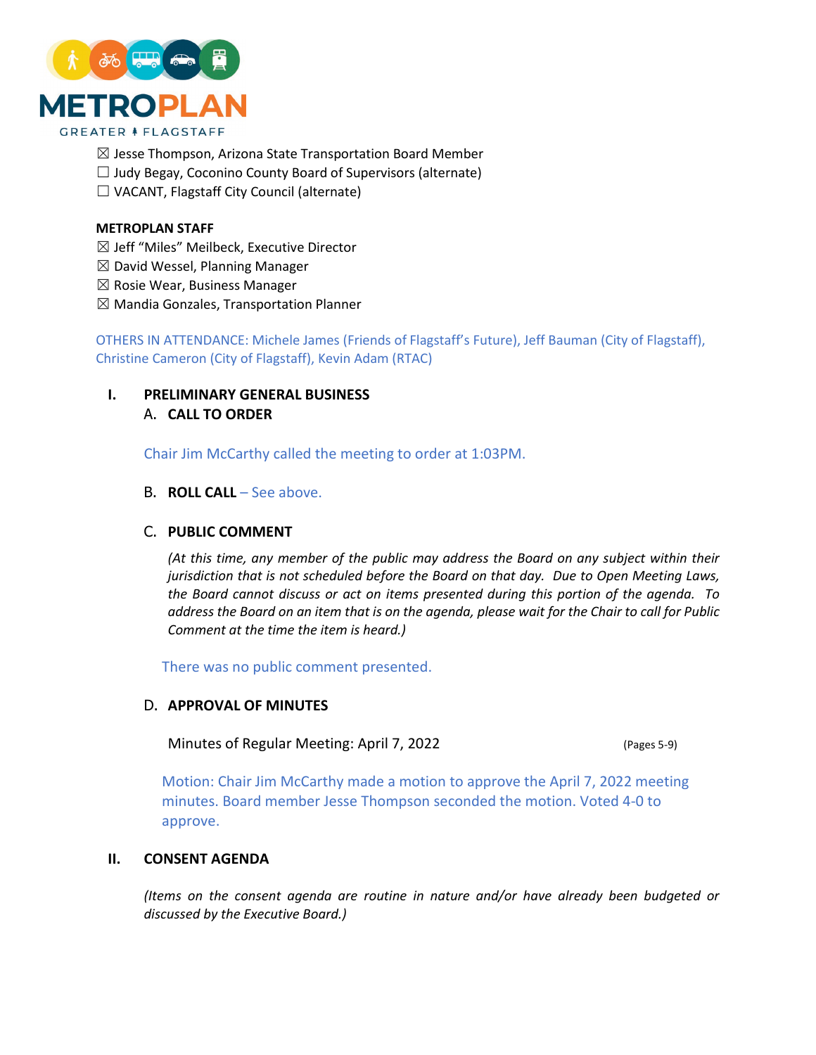☒ Jesse Thompson, Arizona State Transportation Board Member
☐ Judy Begay, Coconino County Board of Supervisors (alternate)
☐ VACANT, Flagstaff City Council (alternate)

**METROPLAN STAFF**
☒ Jeff "Miles" Meilbeck, Executive Director
☒ David Wessel, Planning Manager
☒ Rosie Wear, Business Manager
☒ Mandia Gonzales, Transportation Planner

OTHERS IN ATTENDANCE: Michele James (Friends of Flagstaff's Future), Jeff Bauman (City of Flagstaff), Christine Cameron (City of Flagstaff), Kevin Adam (RTAC)

## I. PRELIMINARY GENERAL BUSINESS

### A. CALL TO ORDER

Chair Jim McCarthy called the meeting to order at 1:03PM.

### B. ROLL CALL – See above.

### C. PUBLIC COMMENT

*(At this time, any member of the public may address the Board on any subject within their jurisdiction that is not scheduled before the Board on that day. Due to Open Meeting Laws, the Board cannot discuss or act on items presented during this portion of the agenda. To address the Board on an item that is on the agenda, please wait for the Chair to call for Public Comment at the time the item is heard.)*

There was no public comment presented.

### D. APPROVAL OF MINUTES

Minutes of Regular Meeting: April 7, 2022 (Pages 5-9)

Motion: Chair Jim McCarthy made a motion to approve the April 7, 2022 meeting minutes. Board member Jesse Thompson seconded the motion. Voted 4-0 to approve.

## II. CONSENT AGENDA

*(Items on the consent agenda are routine in nature and/or have already been budgeted or discussed by the Executive Board.)*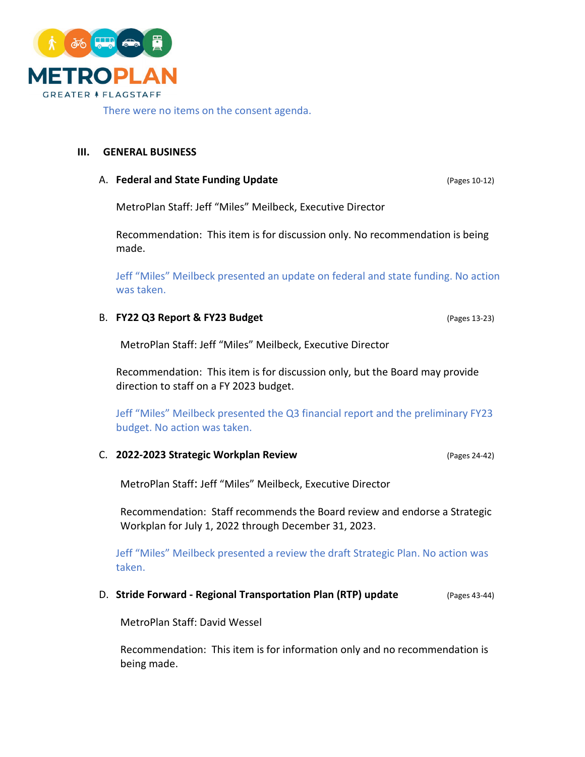There were no items on the consent agenda.

## III. GENERAL BUSINESS

### A. Federal and State Funding Update (Pages 10-12)

MetroPlan Staff: Jeff "Miles" Meilbeck, Executive Director

Recommendation: This item is for discussion only. No recommendation is being made.

Jeff "Miles" Meilbeck presented an update on federal and state funding. No action was taken.

### B. FY22 Q3 Report & FY23 Budget (Pages 13-23)

MetroPlan Staff: Jeff "Miles" Meilbeck, Executive Director

Recommendation: This item is for discussion only, but the Board may provide direction to staff on a FY 2023 budget.

Jeff "Miles" Meilbeck presented the Q3 financial report and the preliminary FY23 budget. No action was taken.

### C. 2022-2023 Strategic Workplan Review (Pages 24-42)

MetroPlan Staff: Jeff "Miles" Meilbeck, Executive Director

Recommendation: Staff recommends the Board review and endorse a Strategic Workplan for July 1, 2022 through December 31, 2023.

Jeff "Miles" Meilbeck presented a review the draft Strategic Plan. No action was taken.

### D. Stride Forward - Regional Transportation Plan (RTP) update (Pages 43-44)

MetroPlan Staff: David Wessel

Recommendation: This item is for information only and no recommendation is being made.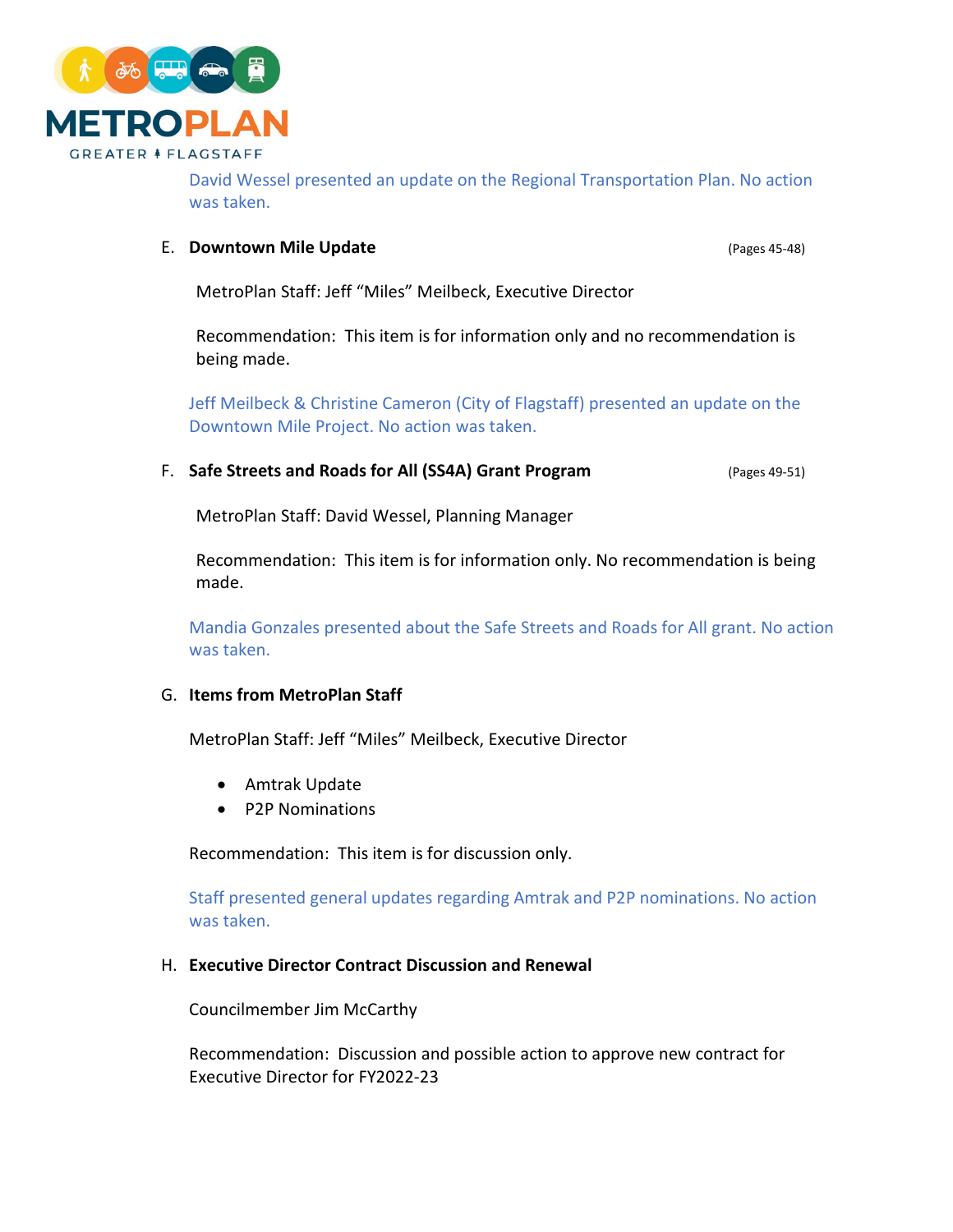David Wessel presented an update on the Regional Transportation Plan. No action was taken.

E. **Downtown Mile Update** (Pages 45-48)

MetroPlan Staff: Jeff "Miles" Meilbeck, Executive Director

Recommendation: This item is for information only and no recommendation is being made.

Jeff Meilbeck & Christine Cameron (City of Flagstaff) presented an update on the Downtown Mile Project. No action was taken.

F. **Safe Streets and Roads for All (SS4A) Grant Program** (Pages 49-51)

MetroPlan Staff: David Wessel, Planning Manager

Recommendation: This item is for information only. No recommendation is being made.

Mandia Gonzales presented about the Safe Streets and Roads for All grant. No action was taken.

G. **Items from MetroPlan Staff**

MetroPlan Staff: Jeff "Miles" Meilbeck, Executive Director

- Amtrak Update
- P2P Nominations

Recommendation: This item is for discussion only.

Staff presented general updates regarding Amtrak and P2P nominations. No action was taken.

H. **Executive Director Contract Discussion and Renewal**

Councilmember Jim McCarthy

Recommendation: Discussion and possible action to approve new contract for Executive Director for FY2022-23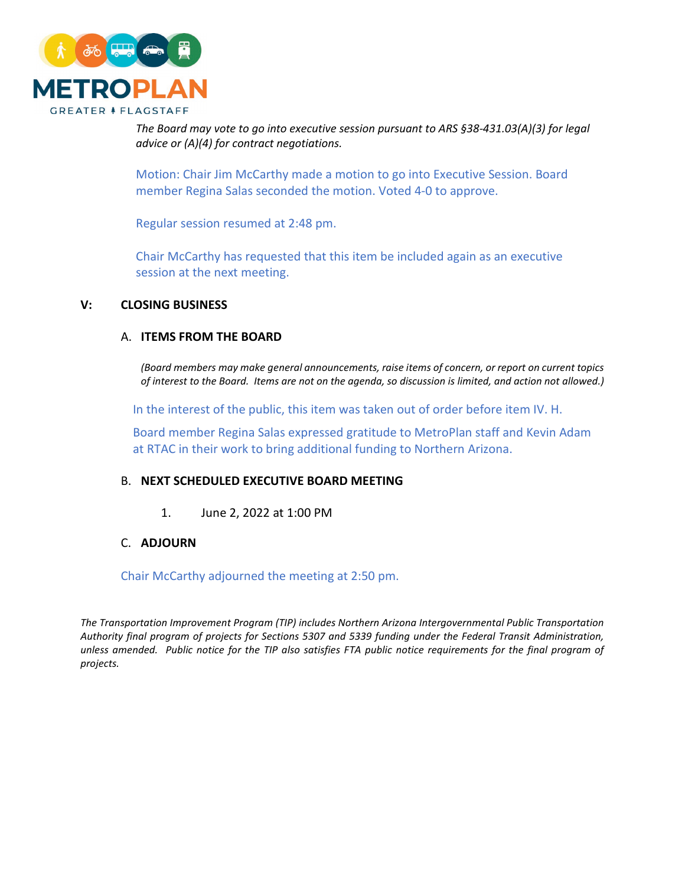*The Board may vote to go into executive session pursuant to ARS §38-431.03(A)(3) for legal advice or (A)(4) for contract negotiations.*

Motion: Chair Jim McCarthy made a motion to go into Executive Session. Board member Regina Salas seconded the motion. Voted 4-0 to approve.

Regular session resumed at 2:48 pm.

Chair McCarthy has requested that this item be included again as an executive session at the next meeting.

## V: CLOSING BUSINESS

### A. ITEMS FROM THE BOARD

*(Board members may make general announcements, raise items of concern, or report on current topics of interest to the Board. Items are not on the agenda, so discussion is limited, and action not allowed.)*

In the interest of the public, this item was taken out of order before item IV. H.

Board member Regina Salas expressed gratitude to MetroPlan staff and Kevin Adam at RTAC in their work to bring additional funding to Northern Arizona.

### B. NEXT SCHEDULED EXECUTIVE BOARD MEETING

1. June 2, 2022 at 1:00 PM

### C. ADJOURN

Chair McCarthy adjourned the meeting at 2:50 pm.

*The Transportation Improvement Program (TIP) includes Northern Arizona Intergovernmental Public Transportation Authority final program of projects for Sections 5307 and 5339 funding under the Federal Transit Administration, unless amended. Public notice for the TIP also satisfies FTA public notice requirements for the final program of projects.*